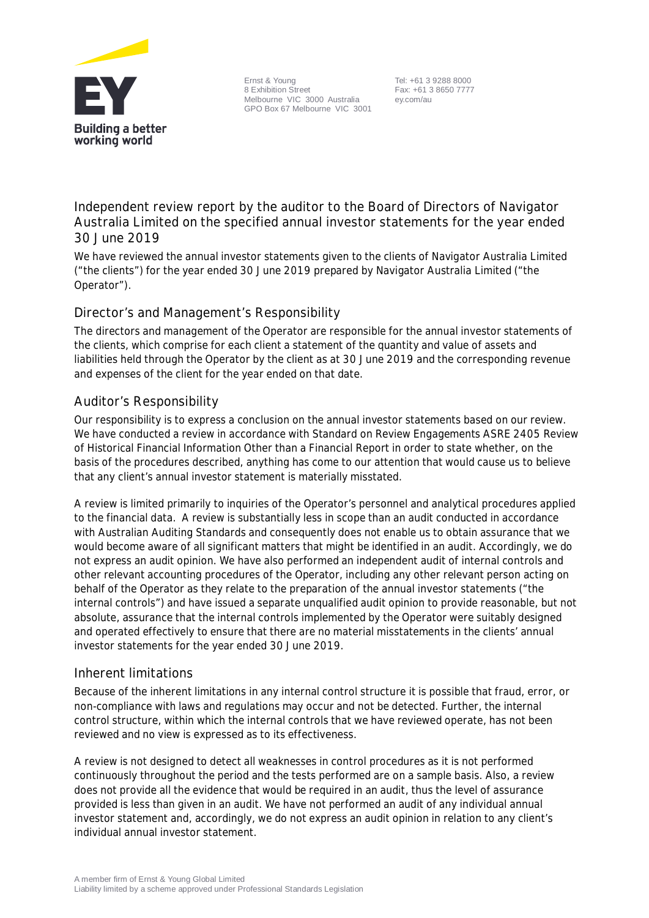Ernst & Young
8 Exhibition Street
Melbourne VIC 3000 Australia
GPO Box 67 Melbourne VIC 3001

Tel: +61 3 9288 8000
Fax: +61 3 8650 7777
ey.com/au

# Independent review report by the auditor to the Board of Directors of Navigator Australia Limited on the specified annual investor statements for the year ended 30 June 2019

We have reviewed the annual investor statements given to the clients of Navigator Australia Limited ("the clients") for the year ended 30 June 2019 prepared by Navigator Australia Limited ("the Operator").

## Director's and Management's Responsibility

The directors and management of the Operator are responsible for the annual investor statements of the clients, which comprise for each client a statement of the quantity and value of assets and liabilities held through the Operator by the client as at 30 June 2019 and the corresponding revenue and expenses of the client for the year ended on that date.

## Auditor's Responsibility

Our responsibility is to express a conclusion on the annual investor statements based on our review. We have conducted a review in accordance with Standard on Review Engagements ASRE 2405 Review of Historical Financial Information Other than a Financial Report in order to state whether, on the basis of the procedures described, anything has come to our attention that would cause us to believe that any client's annual investor statement is materially misstated.

A review is limited primarily to inquiries of the Operator's personnel and analytical procedures applied to the financial data. A review is substantially less in scope than an audit conducted in accordance with Australian Auditing Standards and consequently does not enable us to obtain assurance that we would become aware of all significant matters that might be identified in an audit. Accordingly, we do not express an audit opinion. We have also performed an independent audit of internal controls and other relevant accounting procedures of the Operator, including any other relevant person acting on behalf of the Operator as they relate to the preparation of the annual investor statements ("the internal controls") and have issued a separate unqualified audit opinion to provide reasonable, but not absolute, assurance that the internal controls implemented by the Operator were suitably designed and operated effectively to ensure that there are no material misstatements in the clients' annual investor statements for the year ended 30 June 2019.

## Inherent limitations

Because of the inherent limitations in any internal control structure it is possible that fraud, error, or non-compliance with laws and regulations may occur and not be detected. Further, the internal control structure, within which the internal controls that we have reviewed operate, has not been reviewed and no view is expressed as to its effectiveness.

A review is not designed to detect all weaknesses in control procedures as it is not performed continuously throughout the period and the tests performed are on a sample basis. Also, a review does not provide all the evidence that would be required in an audit, thus the level of assurance provided is less than given in an audit. We have not performed an audit of any individual annual investor statement and, accordingly, we do not express an audit opinion in relation to any client's individual annual investor statement.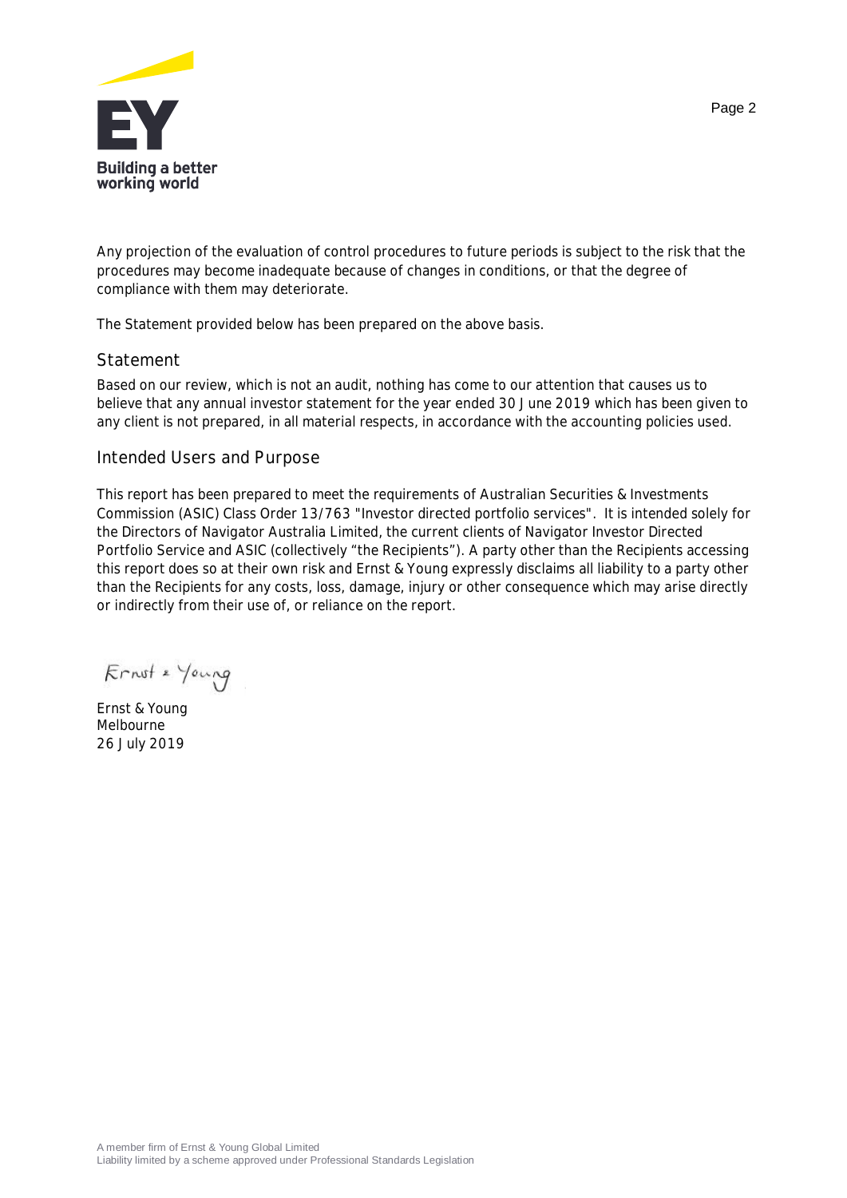Any projection of the evaluation of control procedures to future periods is subject to the risk that the procedures may become inadequate because of changes in conditions, or that the degree of compliance with them may deteriorate.

The Statement provided below has been prepared on the above basis.

## Statement

Based on our review, which is not an audit, nothing has come to our attention that causes us to believe that any annual investor statement for the year ended 30 June 2019 which has been given to any client is not prepared, in all material respects, in accordance with the accounting policies used.

## Intended Users and Purpose

This report has been prepared to meet the requirements of Australian Securities & Investments Commission (ASIC) Class Order 13/763 "Investor directed portfolio services". It is intended solely for the Directors of Navigator Australia Limited, the current clients of Navigator Investor Directed Portfolio Service and ASIC (collectively "the Recipients"). A party other than the Recipients accessing this report does so at their own risk and Ernst & Young expressly disclaims all liability to a party other than the Recipients for any costs, loss, damage, injury or other consequence which may arise directly or indirectly from their use of, or reliance on the report.

Ernst & Young

Ernst & Young
Melbourne
26 July 2019

A member firm of Ernst & Young Global Limited
Liability limited by a scheme approved under Professional Standards Legislation